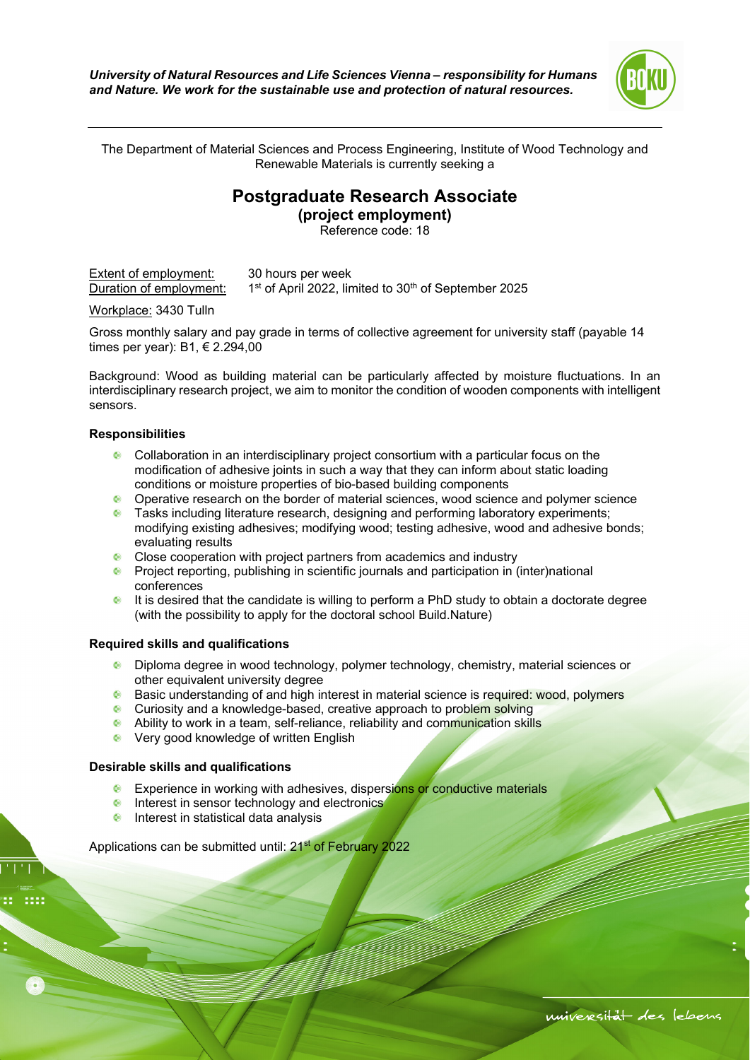*University of Natural Resources and Life Sciences Vienna – responsibility for Humans and Nature. We work for the sustainable use and protection of natural resources.*

The Department of Material Sciences and Process Engineering, Institute of Wood Technology and Renewable Materials is currently seeking a

# Postgraduate Research Associate

## (project employment)

Reference code: 18

Extent of employment: 30 hours per week
Duration of employment: 1st of April 2022, limited to 30th of September 2025

Workplace: 3430 Tulln

Gross monthly salary and pay grade in terms of collective agreement for university staff (payable 14 times per year): B1, € 2.294,00

Background: Wood as building material can be particularly affected by moisture fluctuations. In an interdisciplinary research project, we aim to monitor the condition of wooden components with intelligent sensors.

**Responsibilities**

- Collaboration in an interdisciplinary project consortium with a particular focus on the modification of adhesive joints in such a way that they can inform about static loading conditions or moisture properties of bio-based building components
- Operative research on the border of material sciences, wood science and polymer science
- Tasks including literature research, designing and performing laboratory experiments; modifying existing adhesives; modifying wood; testing adhesive, wood and adhesive bonds; evaluating results
- Close cooperation with project partners from academics and industry
- Project reporting, publishing in scientific journals and participation in (inter)national conferences
- It is desired that the candidate is willing to perform a PhD study to obtain a doctorate degree (with the possibility to apply for the doctoral school Build.Nature)

**Required skills and qualifications**

- Diploma degree in wood technology, polymer technology, chemistry, material sciences or other equivalent university degree
- Basic understanding of and high interest in material science is required: wood, polymers
- Curiosity and a knowledge-based, creative approach to problem solving
- Ability to work in a team, self-reliance, reliability and communication skills
- Very good knowledge of written English

**Desirable skills and qualifications**

- Experience in working with adhesives, dispersions or conductive materials
- Interest in sensor technology and electronics
- Interest in statistical data analysis

Applications can be submitted until: 21st of February 2022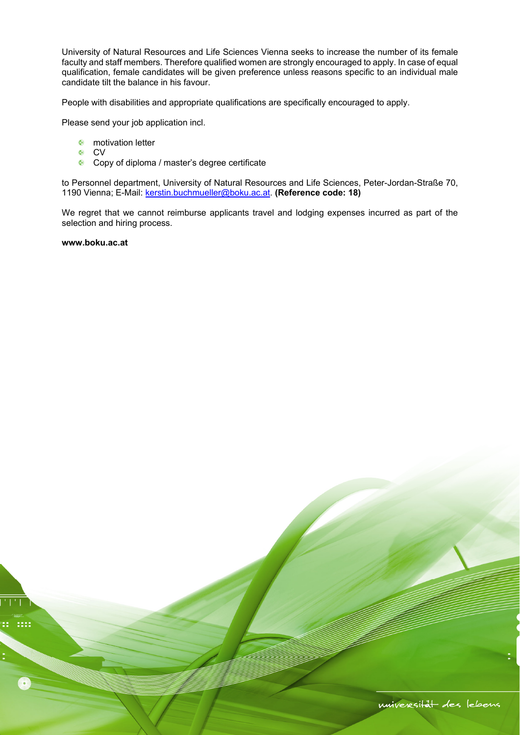University of Natural Resources and Life Sciences Vienna seeks to increase the number of its female faculty and staff members. Therefore qualified women are strongly encouraged to apply. In case of equal qualification, female candidates will be given preference unless reasons specific to an individual male candidate tilt the balance in his favour.

People with disabilities and appropriate qualifications are specifically encouraged to apply.

Please send your job application incl.

- motivation letter
- CV
- Copy of diploma / master's degree certificate

to Personnel department, University of Natural Resources and Life Sciences, Peter-Jordan-Straße 70, 1190 Vienna; E-Mail: kerstin.buchmueller@boku.ac.at. **(Reference code: 18)**

We regret that we cannot reimburse applicants travel and lodging expenses incurred as part of the selection and hiring process.

**www.boku.ac.at**